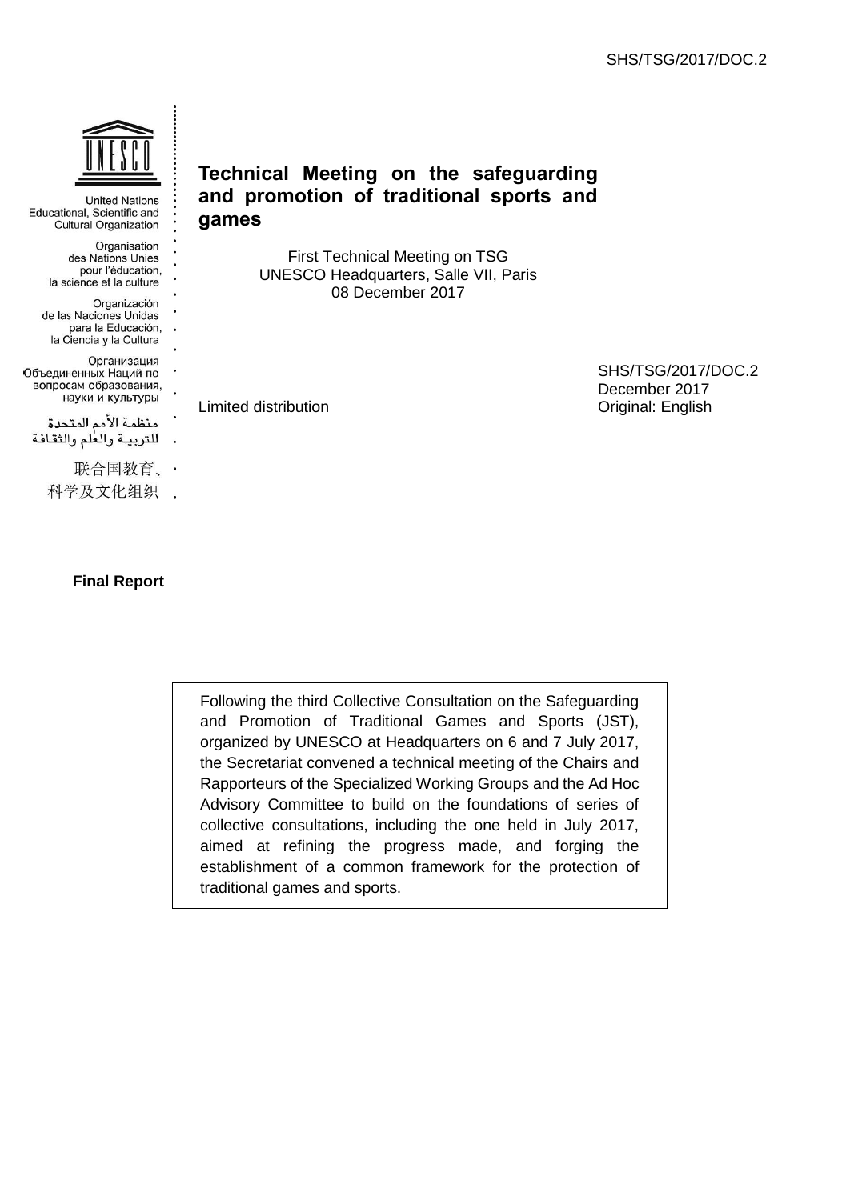United Nations Educational, Scientific and Cultural Organization

Organisation des Nations Unies pour l'éducation, la science et la culture

Organización de las Naciones Unidas para la Educación, la Ciencia y la Cultura

Организация Объединенных Наций по вопросам образования, науки и культуры

منظمة الأمم المتحدة للتربية والعلم والثقافة

联合国教育、科学及文化组织

# Technical Meeting on the safeguarding and promotion of traditional sports and games

First Technical Meeting on TSG
UNESCO Headquarters, Salle VII, Paris
08 December 2017

Limited distribution

SHS/TSG/2017/DOC.2
December 2017
Original: English

**Final Report**

Following the third Collective Consultation on the Safeguarding and Promotion of Traditional Games and Sports (JST), organized by UNESCO at Headquarters on 6 and 7 July 2017, the Secretariat convened a technical meeting of the Chairs and Rapporteurs of the Specialized Working Groups and the Ad Hoc Advisory Committee to build on the foundations of series of collective consultations, including the one held in July 2017, aimed at refining the progress made, and forging the establishment of a common framework for the protection of traditional games and sports.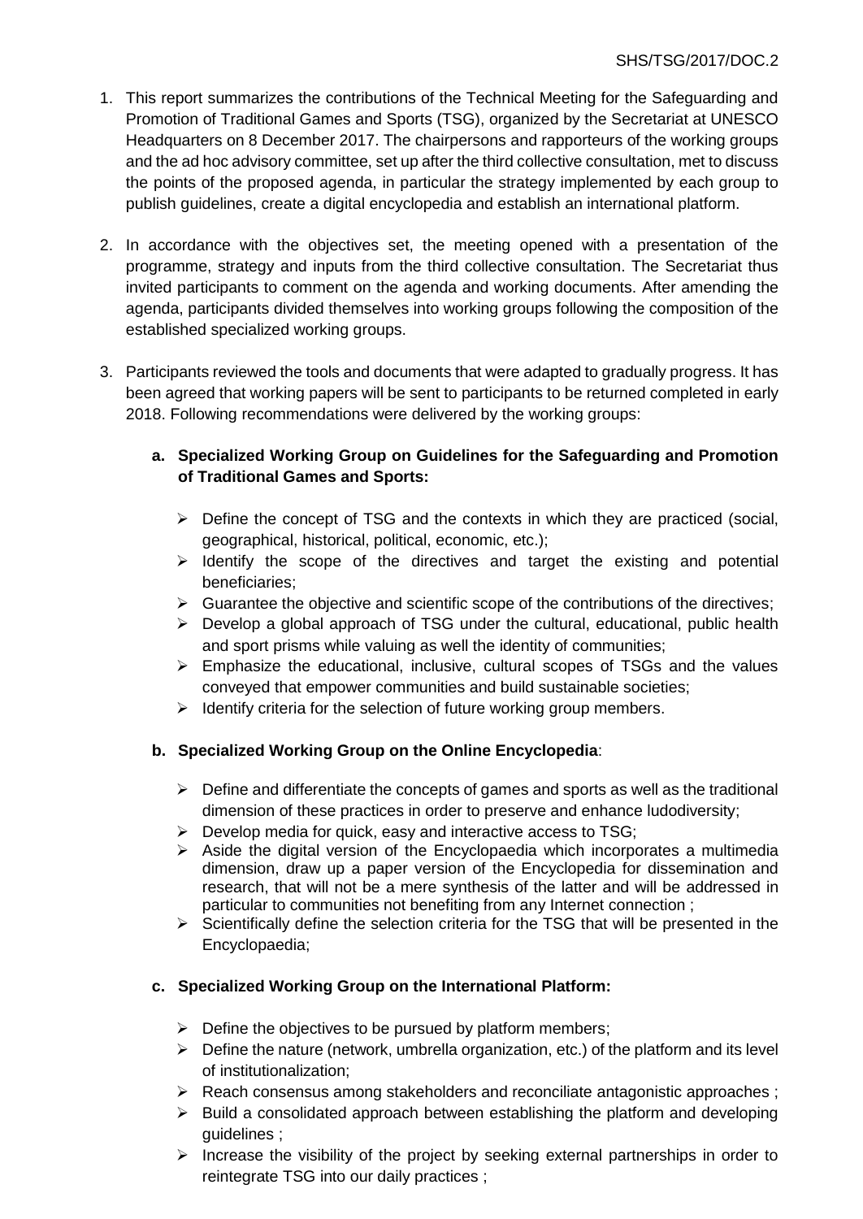1. This report summarizes the contributions of the Technical Meeting for the Safeguarding and Promotion of Traditional Games and Sports (TSG), organized by the Secretariat at UNESCO Headquarters on 8 December 2017. The chairpersons and rapporteurs of the working groups and the ad hoc advisory committee, set up after the third collective consultation, met to discuss the points of the proposed agenda, in particular the strategy implemented by each group to publish guidelines, create a digital encyclopedia and establish an international platform.

2. In accordance with the objectives set, the meeting opened with a presentation of the programme, strategy and inputs from the third collective consultation. The Secretariat thus invited participants to comment on the agenda and working documents. After amending the agenda, participants divided themselves into working groups following the composition of the established specialized working groups.

3. Participants reviewed the tools and documents that were adapted to gradually progress. It has been agreed that working papers will be sent to participants to be returned completed in early 2018. Following recommendations were delivered by the working groups:

   **a. Specialized Working Group on Guidelines for the Safeguarding and Promotion of Traditional Games and Sports:**

   - Define the concept of TSG and the contexts in which they are practiced (social, geographical, historical, political, economic, etc.);
   - Identify the scope of the directives and target the existing and potential beneficiaries;
   - Guarantee the objective and scientific scope of the contributions of the directives;
   - Develop a global approach of TSG under the cultural, educational, public health and sport prisms while valuing as well the identity of communities;
   - Emphasize the educational, inclusive, cultural scopes of TSGs and the values conveyed that empower communities and build sustainable societies;
   - Identify criteria for the selection of future working group members.

   **b. Specialized Working Group on the Online Encyclopedia**:

   - Define and differentiate the concepts of games and sports as well as the traditional dimension of these practices in order to preserve and enhance ludodiversity;
   - Develop media for quick, easy and interactive access to TSG;
   - Aside the digital version of the Encyclopaedia which incorporates a multimedia dimension, draw up a paper version of the Encyclopedia for dissemination and research, that will not be a mere synthesis of the latter and will be addressed in particular to communities not benefiting from any Internet connection ;
   - Scientifically define the selection criteria for the TSG that will be presented in the Encyclopaedia;

   **c. Specialized Working Group on the International Platform:**

   - Define the objectives to be pursued by platform members;
   - Define the nature (network, umbrella organization, etc.) of the platform and its level of institutionalization;
   - Reach consensus among stakeholders and reconciliate antagonistic approaches ;
   - Build a consolidated approach between establishing the platform and developing guidelines ;
   - Increase the visibility of the project by seeking external partnerships in order to reintegrate TSG into our daily practices ;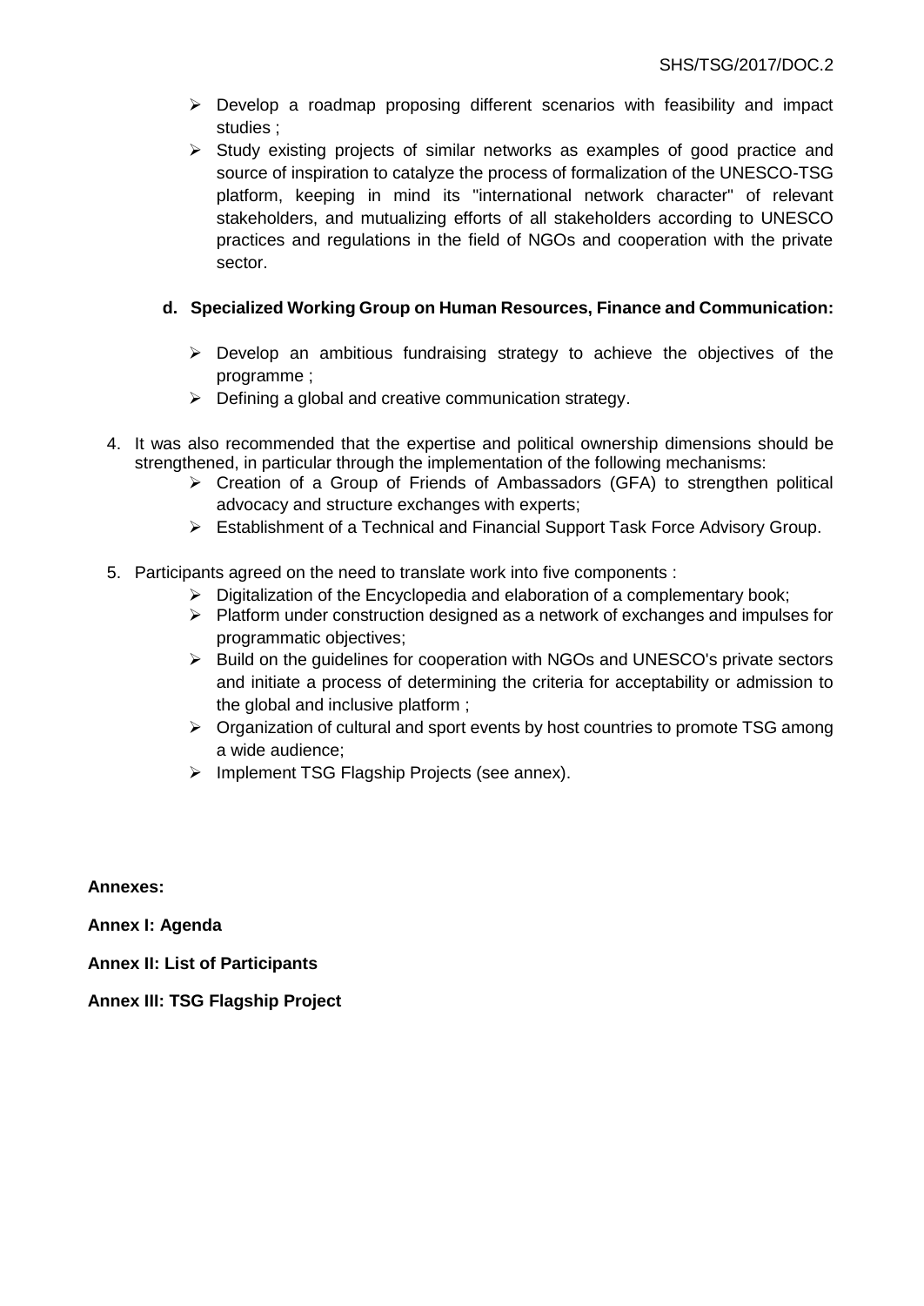- Develop a roadmap proposing different scenarios with feasibility and impact studies ;
- Study existing projects of similar networks as examples of good practice and source of inspiration to catalyze the process of formalization of the UNESCO-TSG platform, keeping in mind its "international network character" of relevant stakeholders, and mutualizing efforts of all stakeholders according to UNESCO practices and regulations in the field of NGOs and cooperation with the private sector.

**d. Specialized Working Group on Human Resources, Finance and Communication:**

- Develop an ambitious fundraising strategy to achieve the objectives of the programme ;
- Defining a global and creative communication strategy.

4. It was also recommended that the expertise and political ownership dimensions should be strengthened, in particular through the implementation of the following mechanisms:
   - Creation of a Group of Friends of Ambassadors (GFA) to strengthen political advocacy and structure exchanges with experts;
   - Establishment of a Technical and Financial Support Task Force Advisory Group.

5. Participants agreed on the need to translate work into five components :
   - Digitalization of the Encyclopedia and elaboration of a complementary book;
   - Platform under construction designed as a network of exchanges and impulses for programmatic objectives;
   - Build on the guidelines for cooperation with NGOs and UNESCO's private sectors and initiate a process of determining the criteria for acceptability or admission to the global and inclusive platform ;
   - Organization of cultural and sport events by host countries to promote TSG among a wide audience;
   - Implement TSG Flagship Projects (see annex).

**Annexes:**

**Annex I: Agenda**

**Annex II: List of Participants**

**Annex III: TSG Flagship Project**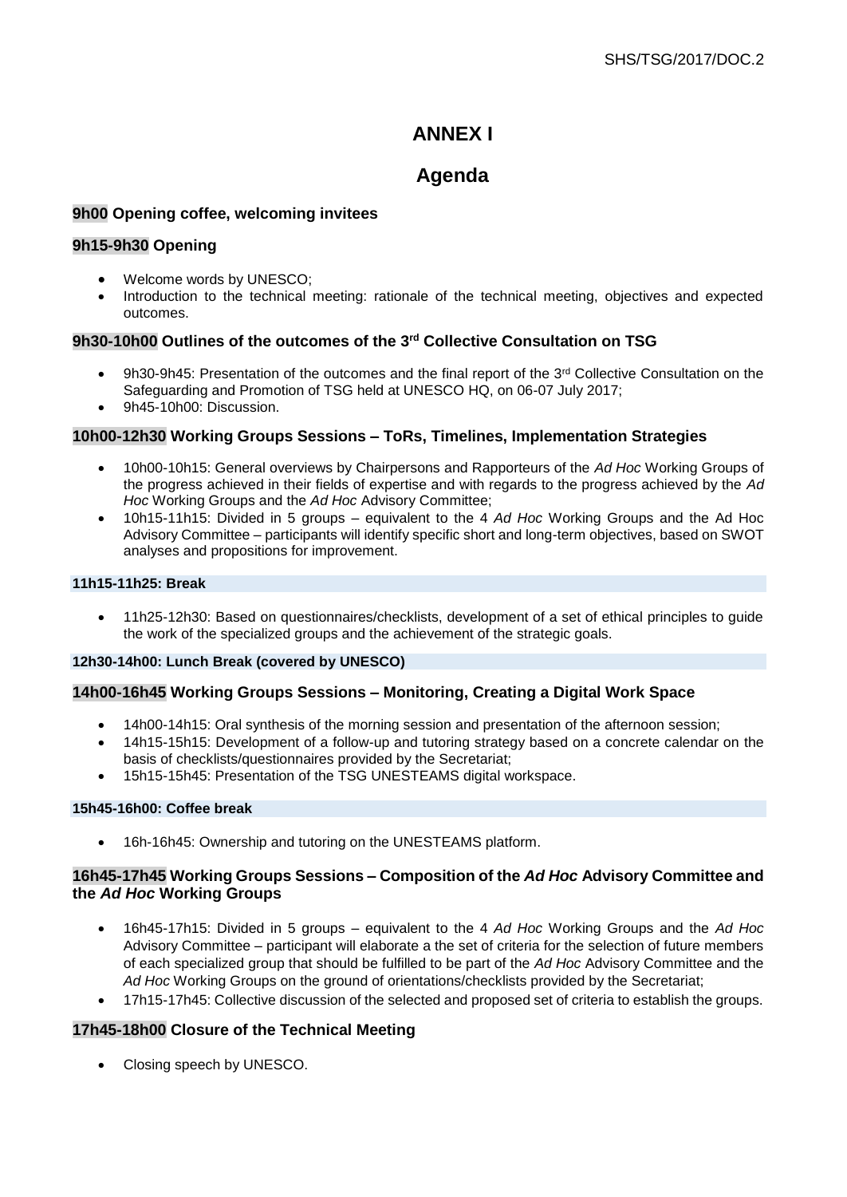# ANNEX I

## Agenda

### 9h00 Opening coffee, welcoming invitees

### 9h15-9h30 Opening

- Welcome words by UNESCO;
- Introduction to the technical meeting: rationale of the technical meeting, objectives and expected outcomes.

### 9h30-10h00 Outlines of the outcomes of the 3rd Collective Consultation on TSG

- 9h30-9h45: Presentation of the outcomes and the final report of the 3rd Collective Consultation on the Safeguarding and Promotion of TSG held at UNESCO HQ, on 06-07 July 2017;
- 9h45-10h00: Discussion.

### 10h00-12h30 Working Groups Sessions – ToRs, Timelines, Implementation Strategies

- 10h00-10h15: General overviews by Chairpersons and Rapporteurs of the *Ad Hoc* Working Groups of the progress achieved in their fields of expertise and with regards to the progress achieved by the *Ad Hoc* Working Groups and the *Ad Hoc* Advisory Committee;
- 10h15-11h15: Divided in 5 groups – equivalent to the 4 *Ad Hoc* Working Groups and the Ad Hoc Advisory Committee – participants will identify specific short and long-term objectives, based on SWOT analyses and propositions for improvement.

**11h15-11h25: Break**

- 11h25-12h30: Based on questionnaires/checklists, development of a set of ethical principles to guide the work of the specialized groups and the achievement of the strategic goals.

**12h30-14h00: Lunch Break (covered by UNESCO)**

### 14h00-16h45 Working Groups Sessions – Monitoring, Creating a Digital Work Space

- 14h00-14h15: Oral synthesis of the morning session and presentation of the afternoon session;
- 14h15-15h15: Development of a follow-up and tutoring strategy based on a concrete calendar on the basis of checklists/questionnaires provided by the Secretariat;
- 15h15-15h45: Presentation of the TSG UNESTEAMS digital workspace.

**15h45-16h00: Coffee break**

- 16h-16h45: Ownership and tutoring on the UNESTEAMS platform.

### 16h45-17h45 Working Groups Sessions – Composition of the *Ad Hoc* Advisory Committee and the *Ad Hoc* Working Groups

- 16h45-17h15: Divided in 5 groups – equivalent to the 4 *Ad Hoc* Working Groups and the *Ad Hoc* Advisory Committee – participant will elaborate a the set of criteria for the selection of future members of each specialized group that should be fulfilled to be part of the *Ad Hoc* Advisory Committee and the *Ad Hoc* Working Groups on the ground of orientations/checklists provided by the Secretariat;
- 17h15-17h45: Collective discussion of the selected and proposed set of criteria to establish the groups.

### 17h45-18h00 Closure of the Technical Meeting

- Closing speech by UNESCO.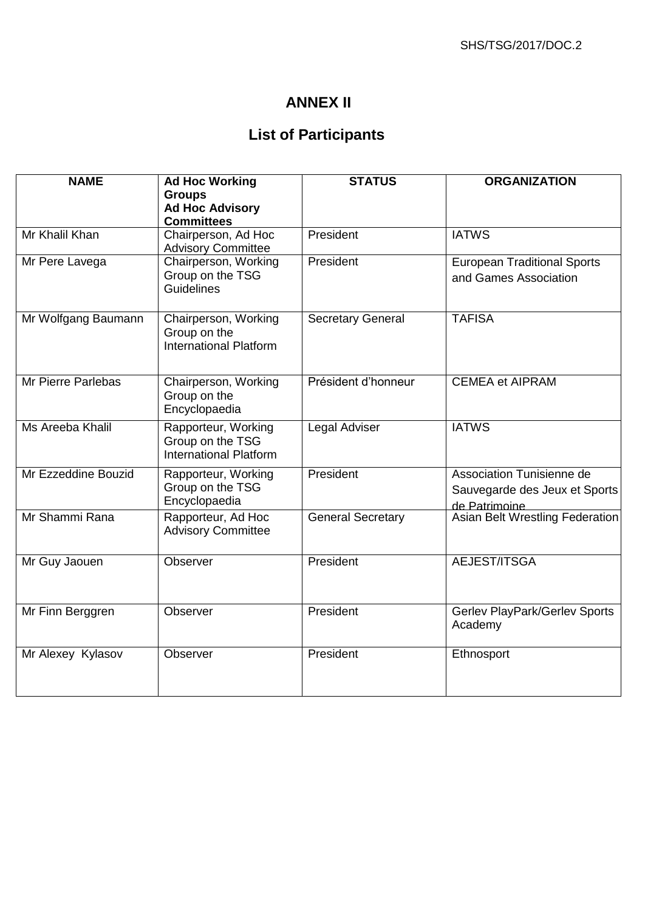# ANNEX II

## List of Participants

| NAME | Ad Hoc Working Groups Ad Hoc Advisory Committees | STATUS | ORGANIZATION |
|---|---|---|---|
| Mr Khalil Khan | Chairperson, Ad Hoc Advisory Committee | President | IATWS |
| Mr Pere Lavega | Chairperson, Working Group on the TSG Guidelines | President | European Traditional Sports and Games Association |
| Mr Wolfgang Baumann | Chairperson, Working Group on the International Platform | Secretary General | TAFISA |
| Mr Pierre Parlebas | Chairperson, Working Group on the Encyclopaedia | Président d'honneur | CEMEA et AIPRAM |
| Ms Areeba Khalil | Rapporteur, Working Group on the TSG International Platform | Legal Adviser | IATWS |
| Mr Ezzeddine Bouzid | Rapporteur, Working Group on the TSG Encyclopaedia | President | Association Tunisienne de Sauvegarde des Jeux et Sports de Patrimoine |
| Mr Shammi Rana | Rapporteur, Ad Hoc Advisory Committee | General Secretary | Asian Belt Wrestling Federation |
| Mr Guy Jaouen | Observer | President | AEJEST/ITSGA |
| Mr Finn Berggren | Observer | President | Gerlev PlayPark/Gerlev Sports Academy |
| Mr Alexey Kylasov | Observer | President | Ethnosport |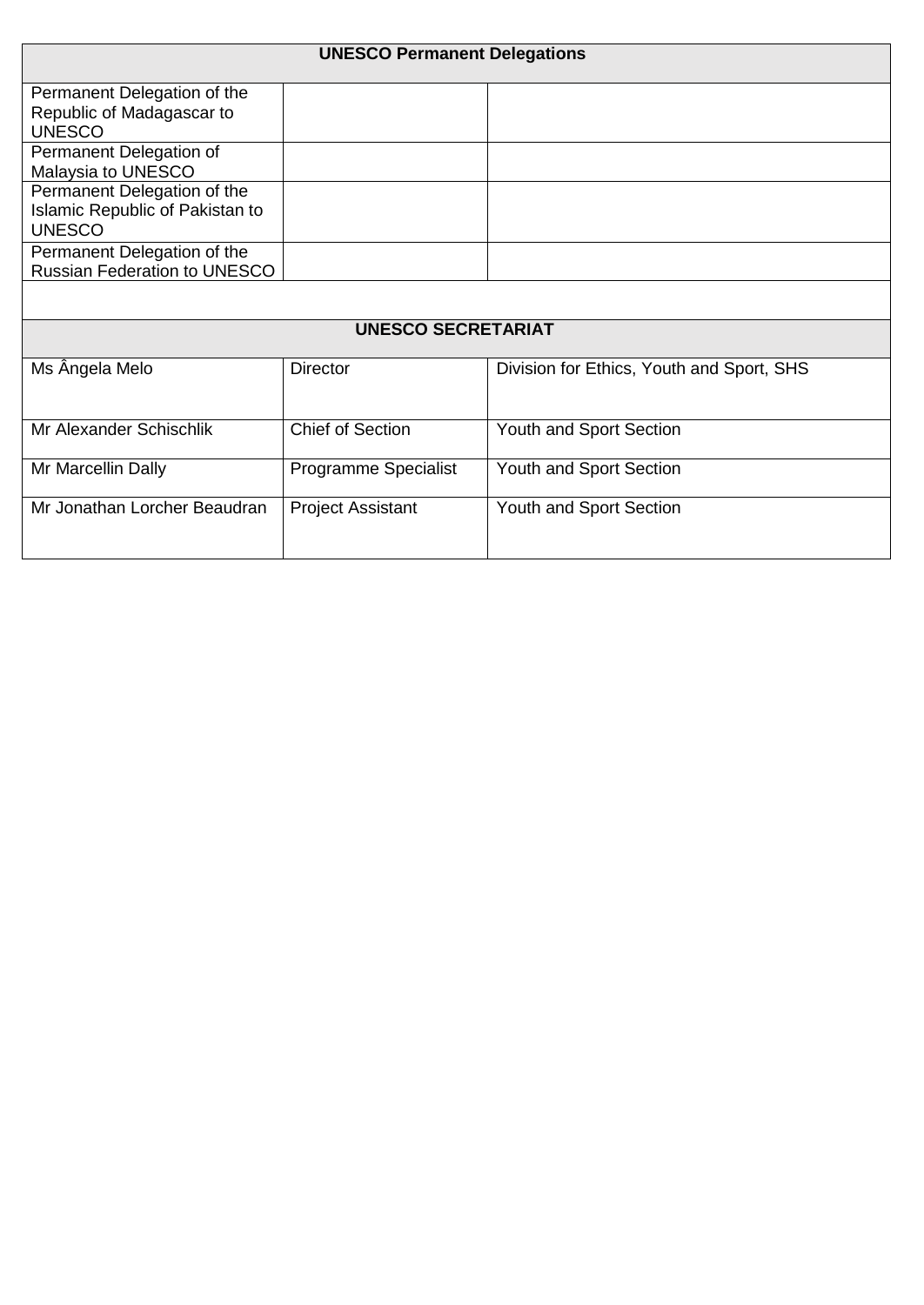| UNESCO Permanent Delegations | | |
| --- | --- | --- |
| Permanent Delegation of the Republic of Madagascar to UNESCO | | |
| Permanent Delegation of Malaysia to UNESCO | | |
| Permanent Delegation of the Islamic Republic of Pakistan to UNESCO | | |
| Permanent Delegation of the Russian Federation to UNESCO | | |
| | | |
| **UNESCO SECRETARIAT** | | |
| Ms Ângela Melo | Director | Division for Ethics, Youth and Sport, SHS |
| Mr Alexander Schischlik | Chief of Section | Youth and Sport Section |
| Mr Marcellin Dally | Programme Specialist | Youth and Sport Section |
| Mr Jonathan Lorcher Beaudran | Project Assistant | Youth and Sport Section |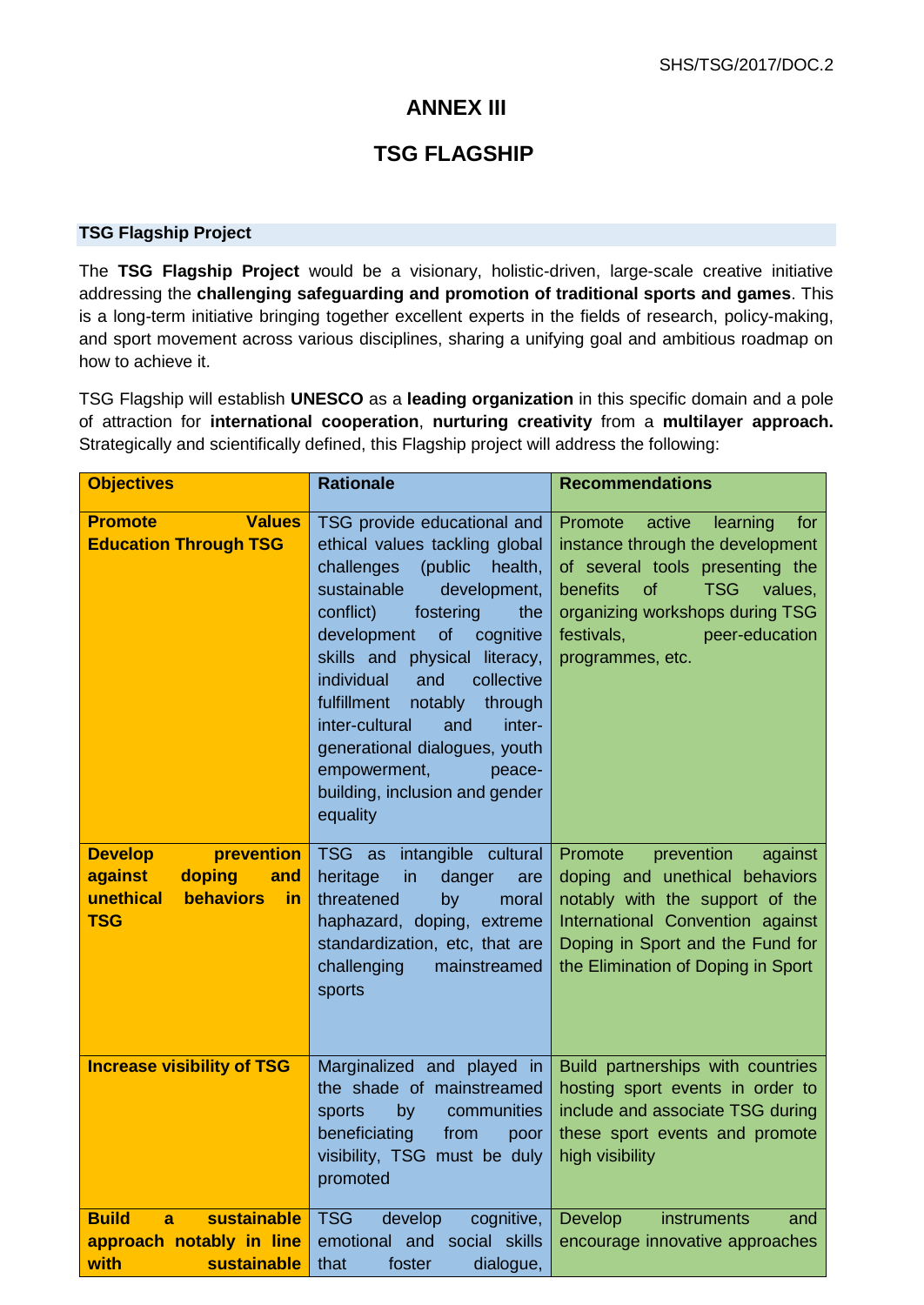# ANNEX III

# TSG FLAGSHIP

### TSG Flagship Project

The **TSG Flagship Project** would be a visionary, holistic-driven, large-scale creative initiative addressing the **challenging safeguarding and promotion of traditional sports and games**. This is a long-term initiative bringing together excellent experts in the fields of research, policy-making, and sport movement across various disciplines, sharing a unifying goal and ambitious roadmap on how to achieve it.

TSG Flagship will establish **UNESCO** as a **leading organization** in this specific domain and a pole of attraction for **international cooperation**, **nurturing creativity** from a **multilayer approach.** Strategically and scientifically defined, this Flagship project will address the following:

| Objectives | Rationale | Recommendations |
|---|---|---|
| **Promote Values Education Through TSG** | TSG provide educational and ethical values tackling global challenges (public health, sustainable development, conflict) fostering the development of cognitive skills and physical literacy, individual and collective fulfillment notably through inter-cultural and inter-generational dialogues, youth empowerment, peace-building, inclusion and gender equality | Promote active learning for instance through the development of several tools presenting the benefits of TSG values, organizing workshops during TSG festivals, peer-education programmes, etc. |
| **Develop prevention against doping and unethical behaviors in TSG** | TSG as intangible cultural heritage in danger are threatened by moral haphazard, doping, extreme standardization, etc, that are challenging mainstreamed sports | Promote prevention against doping and unethical behaviors notably with the support of the International Convention against Doping in Sport and the Fund for the Elimination of Doping in Sport |
| **Increase visibility of TSG** | Marginalized and played in the shade of mainstreamed sports by communities beneficiating from poor visibility, TSG must be duly promoted | Build partnerships with countries hosting sport events in order to include and associate TSG during these sport events and promote high visibility |
| **Build a sustainable approach notably in line with sustainable** | TSG develop cognitive, emotional and social skills that foster dialogue, | Develop instruments and encourage innovative approaches |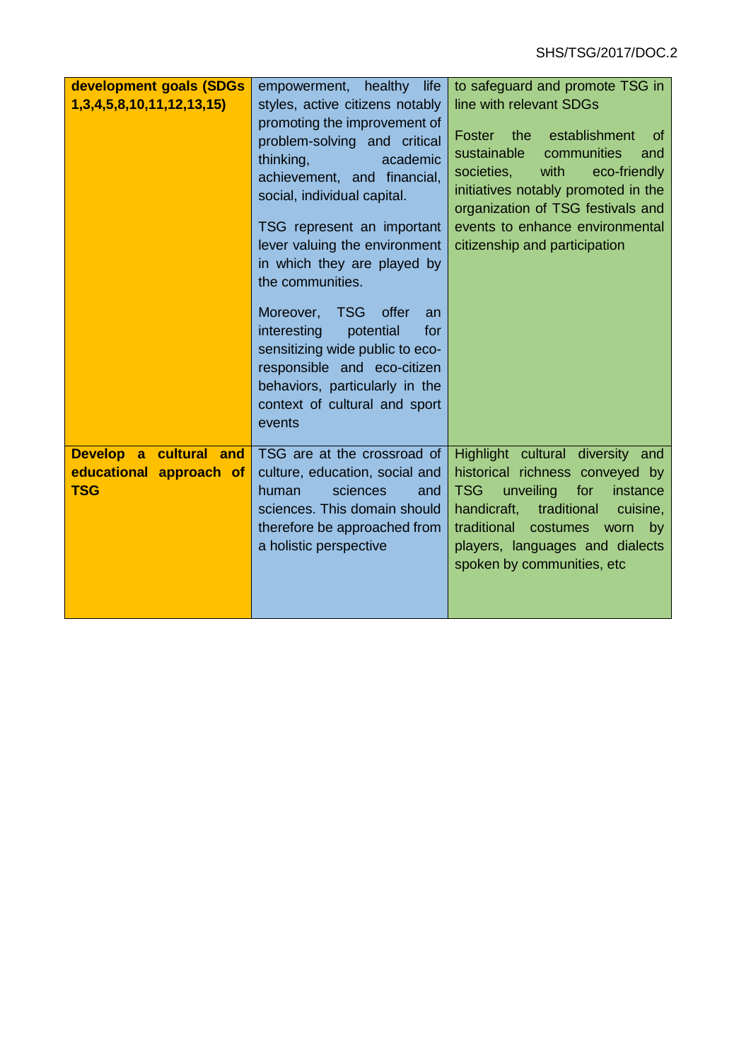| | | |
|---|---|---|
| **development goals (SDGs 1,3,4,5,8,10,11,12,13,15)** | empowerment, healthy life styles, active citizens notably promoting the improvement of problem-solving and critical thinking, academic achievement, and financial, social, individual capital.<br><br>TSG represent an important lever valuing the environment in which they are played by the communities.<br><br>Moreover, TSG offer an interesting potential for sensitizing wide public to eco-responsible and eco-citizen behaviors, particularly in the context of cultural and sport events | to safeguard and promote TSG in line with relevant SDGs<br><br>Foster the establishment of sustainable communities and societies, with eco-friendly initiatives notably promoted in the organization of TSG festivals and events to enhance environmental citizenship and participation |
| **Develop a cultural and educational approach of TSG** | TSG are at the crossroad of culture, education, social and human sciences and sciences. This domain should therefore be approached from a holistic perspective | Highlight cultural diversity and historical richness conveyed by TSG unveiling for instance handicraft, traditional cuisine, traditional costumes worn by players, languages and dialects spoken by communities, etc |